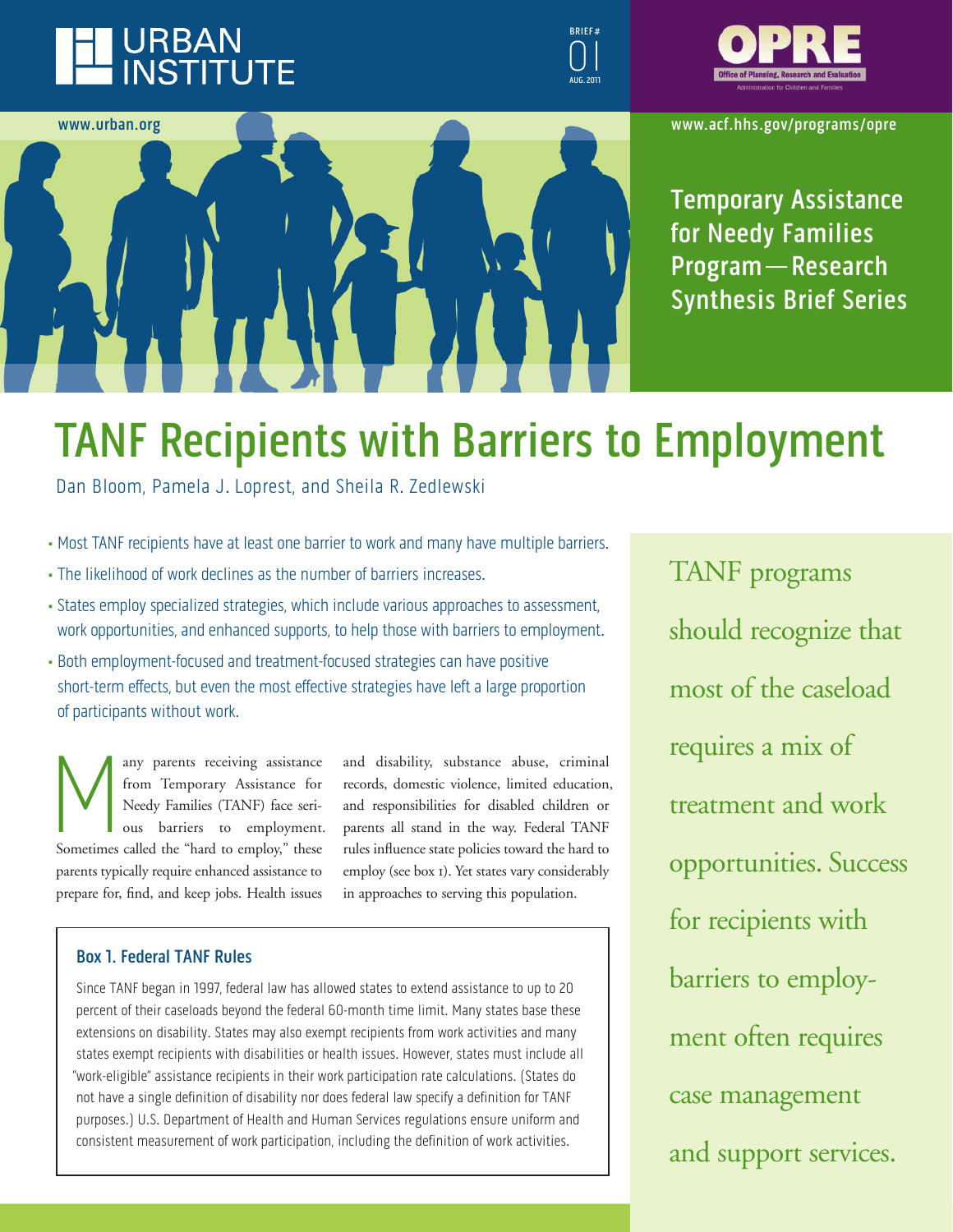URBAN INSTITUTE

BRIEF # 01 AUG. 2011

OPRE — Office of Planning, Research and Evaluation — Administration for Children and Families

www.urban.org

www.acf.hhs.gov/programs/opre

Temporary Assistance for Needy Families Program — Research Synthesis Brief Series

# TANF Recipients with Barriers to Employment

Dan Bloom, Pamela J. Loprest, and Sheila R. Zedlewski

- Most TANF recipients have at least one barrier to work and many have multiple barriers.
- The likelihood of work declines as the number of barriers increases.
- States employ specialized strategies, which include various approaches to assessment, work opportunities, and enhanced supports, to help those with barriers to employment.
- Both employment-focused and treatment-focused strategies can have positive short-term effects, but even the most effective strategies have left a large proportion of participants without work.

Many parents receiving assistance from Temporary Assistance for Needy Families (TANF) face serious barriers to employment. Sometimes called the "hard to employ," these parents typically require enhanced assistance to prepare for, find, and keep jobs. Health issues and disability, substance abuse, criminal records, domestic violence, limited education, and responsibilities for disabled children or parents all stand in the way. Federal TANF rules influence state policies toward the hard to employ (see box 1). Yet states vary considerably in approaches to serving this population.

> **Box 1. Federal TANF Rules**
>
> Since TANF began in 1997, federal law has allowed states to extend assistance to up to 20 percent of their caseloads beyond the federal 60-month time limit. Many states base these extensions on disability. States may also exempt recipients from work activities and many states exempt recipients with disabilities or health issues. However, states must include all "work-eligible" assistance recipients in their work participation rate calculations. (States do not have a single definition of disability nor does federal law specify a definition for TANF purposes.) U.S. Department of Health and Human Services regulations ensure uniform and consistent measurement of work participation, including the definition of work activities.

TANF programs should recognize that most of the caseload requires a mix of treatment and work opportunities. Success for recipients with barriers to employment often requires case management and support services.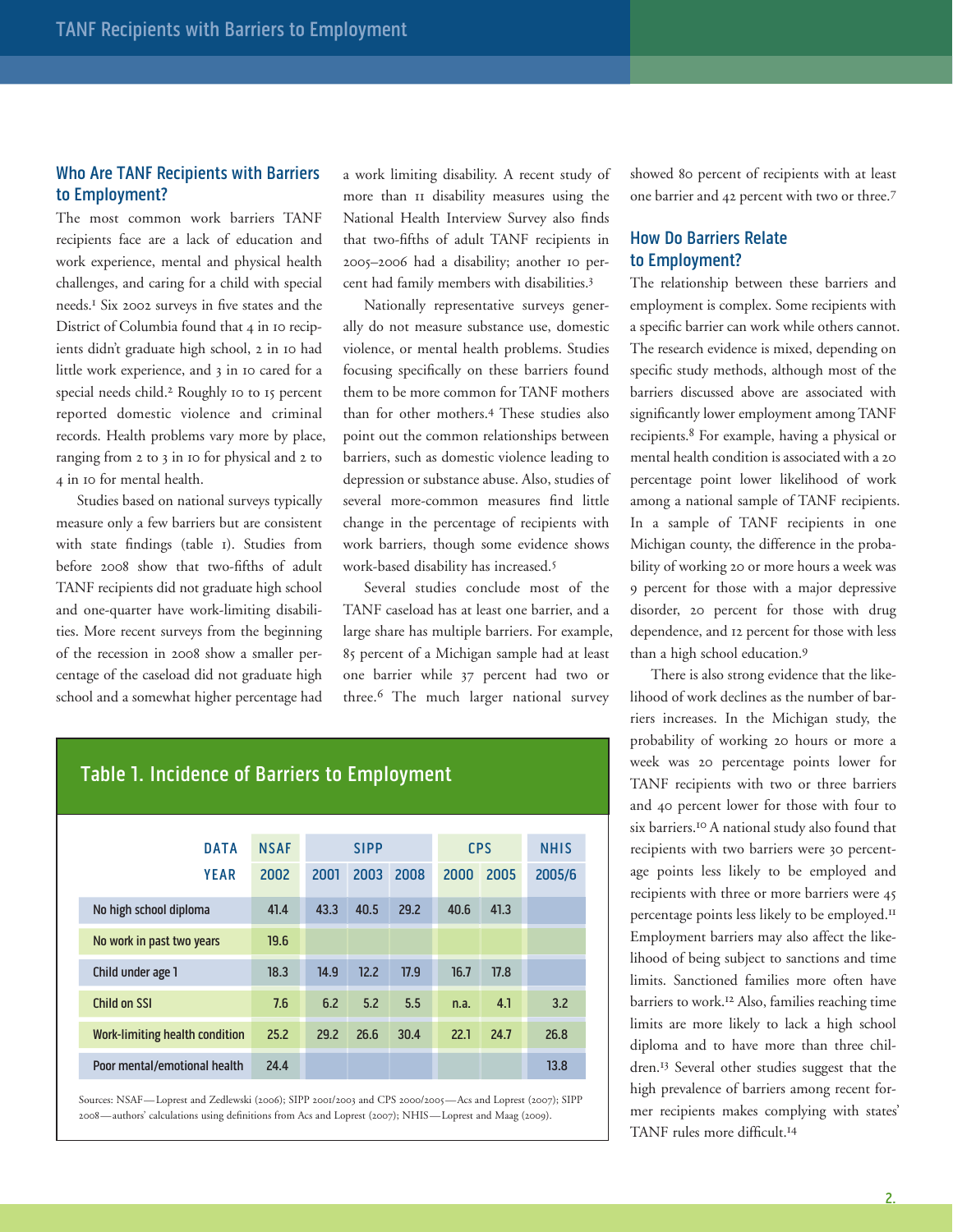## Who Are TANF Recipients with Barriers to Employment?

The most common work barriers TANF recipients face are a lack of education and work experience, mental and physical health challenges, and caring for a child with special needs.[1] Six 2002 surveys in five states and the District of Columbia found that 4 in 10 recipients didn't graduate high school, 2 in 10 had little work experience, and 3 in 10 cared for a special needs child.[2] Roughly 10 to 15 percent reported domestic violence and criminal records. Health problems vary more by place, ranging from 2 to 3 in 10 for physical and 2 to 4 in 10 for mental health.

Studies based on national surveys typically measure only a few barriers but are consistent with state findings (table 1). Studies from before 2008 show that two-fifths of adult TANF recipients did not graduate high school and one-quarter have work-limiting disabilities. More recent surveys from the beginning of the recession in 2008 show a smaller percentage of the caseload did not graduate high school and a somewhat higher percentage had a work limiting disability. A recent study of more than 11 disability measures using the National Health Interview Survey also finds that two-fifths of adult TANF recipients in 2005–2006 had a disability; another 10 percent had family members with disabilities.[3]

Nationally representative surveys generally do not measure substance use, domestic violence, or mental health problems. Studies focusing specifically on these barriers found them to be more common for TANF mothers than for other mothers.[4] These studies also point out the common relationships between barriers, such as domestic violence leading to depression or substance abuse. Also, studies of several more-common measures find little change in the percentage of recipients with work barriers, though some evidence shows work-based disability has increased.[5]

Several studies conclude most of the TANF caseload has at least one barrier, and a large share has multiple barriers. For example, 85 percent of a Michigan sample had at least one barrier while 37 percent had two or three.[6] The much larger national survey showed 80 percent of recipients with at least one barrier and 42 percent with two or three.[7]

### Table 1. Incidence of Barriers to Employment

| DATA | NSAF | SIPP | | | CPS | | NHIS |
|---|---|---|---|---|---|---|---|
| YEAR | 2002 | 2001 | 2003 | 2008 | 2000 | 2005 | 2005/6 |
| No high school diploma | 41.4 | 43.3 | 40.5 | 29.2 | 40.6 | 41.3 | |
| No work in past two years | 19.6 | | | | | | |
| Child under age 1 | 18.3 | 14.9 | 12.2 | 17.9 | 16.7 | 17.8 | |
| Child on SSI | 7.6 | 6.2 | 5.2 | 5.5 | n.a. | 4.1 | 3.2 |
| Work-limiting health condition | 25.2 | 29.2 | 26.6 | 30.4 | 22.1 | 24.7 | 26.8 |
| Poor mental/emotional health | 24.4 | | | | | | 13.8 |

Sources: NSAF—Loprest and Zedlewski (2006); SIPP 2001/2003 and CPS 2000/2005—Acs and Loprest (2007); SIPP 2008—authors' calculations using definitions from Acs and Loprest (2007); NHIS—Loprest and Maag (2009).

## How Do Barriers Relate to Employment?

The relationship between these barriers and employment is complex. Some recipients with a specific barrier can work while others cannot. The research evidence is mixed, depending on specific study methods, although most of the barriers discussed above are associated with significantly lower employment among TANF recipients.[8] For example, having a physical or mental health condition is associated with a 20 percentage point lower likelihood of work among a national sample of TANF recipients. In a sample of TANF recipients in one Michigan county, the difference in the probability of working 20 or more hours a week was 9 percent for those with a major depressive disorder, 20 percent for those with drug dependence, and 12 percent for those with less than a high school education.[9]

There is also strong evidence that the likelihood of work declines as the number of barriers increases. In the Michigan study, the probability of working 20 hours or more a week was 20 percentage points lower for TANF recipients with two or three barriers and 40 percent lower for those with four to six barriers.[10] A national study also found that recipients with two barriers were 30 percentage points less likely to be employed and recipients with three or more barriers were 45 percentage points less likely to be employed.[11] Employment barriers may also affect the likelihood of being subject to sanctions and time limits. Sanctioned families more often have barriers to work.[12] Also, families reaching time limits are more likely to lack a high school diploma and to have more than three children.[13] Several other studies suggest that the high prevalence of barriers among recent former recipients makes complying with states' TANF rules more difficult.[14]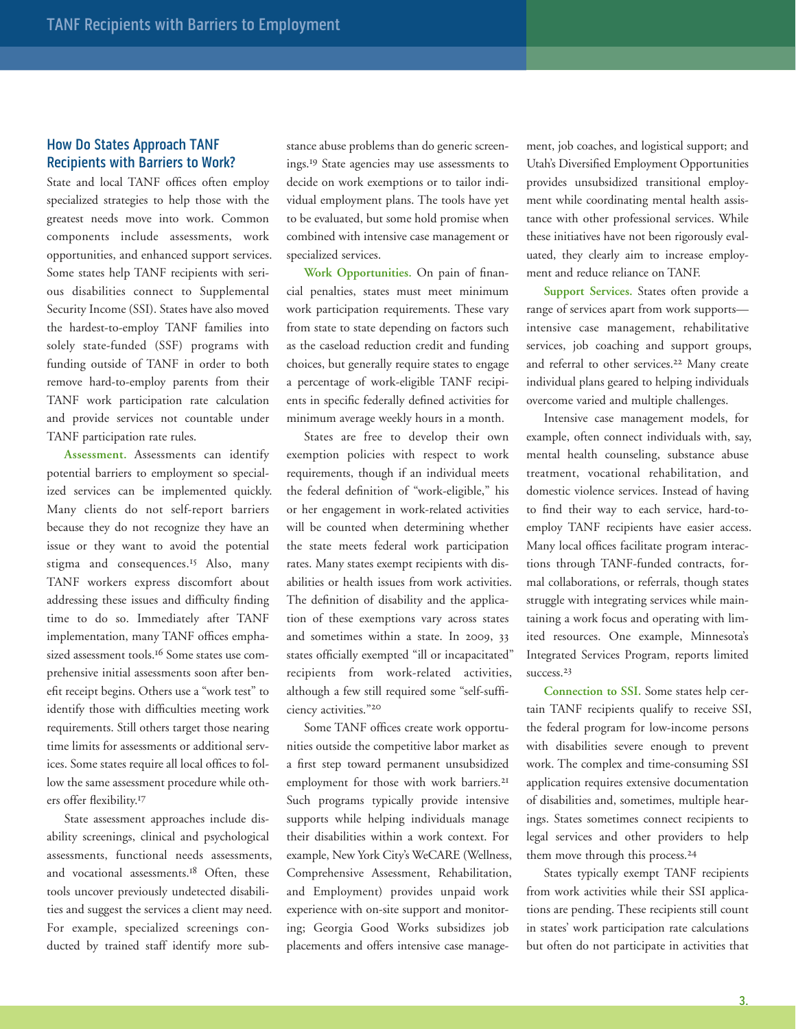## How Do States Approach TANF Recipients with Barriers to Work?

State and local TANF offices often employ specialized strategies to help those with the greatest needs move into work. Common components include assessments, work opportunities, and enhanced support services. Some states help TANF recipients with serious disabilities connect to Supplemental Security Income (SSI). States have also moved the hardest-to-employ TANF families into solely state-funded (SSF) programs with funding outside of TANF in order to both remove hard-to-employ parents from their TANF work participation rate calculation and provide services not countable under TANF participation rate rules.

**Assessment.** Assessments can identify potential barriers to employment so specialized services can be implemented quickly. Many clients do not self-report barriers because they do not recognize they have an issue or they want to avoid the potential stigma and consequences.[15] Also, many TANF workers express discomfort about addressing these issues and difficulty finding time to do so. Immediately after TANF implementation, many TANF offices emphasized assessment tools.[16] Some states use comprehensive initial assessments soon after benefit receipt begins. Others use a "work test" to identify those with difficulties meeting work requirements. Still others target those nearing time limits for assessments or additional services. Some states require all local offices to follow the same assessment procedure while others offer flexibility.[17]

State assessment approaches include disability screenings, clinical and psychological assessments, functional needs assessments, and vocational assessments.[18] Often, these tools uncover previously undetected disabilities and suggest the services a client may need. For example, specialized screenings conducted by trained staff identify more substance abuse problems than do generic screenings.[19] State agencies may use assessments to decide on work exemptions or to tailor individual employment plans. The tools have yet to be evaluated, but some hold promise when combined with intensive case management or specialized services.

**Work Opportunities.** On pain of financial penalties, states must meet minimum work participation requirements. These vary from state to state depending on factors such as the caseload reduction credit and funding choices, but generally require states to engage a percentage of work-eligible TANF recipients in specific federally defined activities for minimum average weekly hours in a month.

States are free to develop their own exemption policies with respect to work requirements, though if an individual meets the federal definition of "work-eligible," his or her engagement in work-related activities will be counted when determining whether the state meets federal work participation rates. Many states exempt recipients with disabilities or health issues from work activities. The definition of disability and the application of these exemptions vary across states and sometimes within a state. In 2009, 33 states officially exempted "ill or incapacitated" recipients from work-related activities, although a few still required some "self-sufficiency activities."[20]

Some TANF offices create work opportunities outside the competitive labor market as a first step toward permanent unsubsidized employment for those with work barriers.[21] Such programs typically provide intensive supports while helping individuals manage their disabilities within a work context. For example, New York City's WeCARE (Wellness, Comprehensive Assessment, Rehabilitation, and Employment) provides unpaid work experience with on-site support and monitoring; Georgia Good Works subsidizes job placements and offers intensive case management, job coaches, and logistical support; and Utah's Diversified Employment Opportunities provides unsubsidized transitional employment while coordinating mental health assistance with other professional services. While these initiatives have not been rigorously evaluated, they clearly aim to increase employment and reduce reliance on TANF.

**Support Services.** States often provide a range of services apart from work supports—intensive case management, rehabilitative services, job coaching and support groups, and referral to other services.[22] Many create individual plans geared to helping individuals overcome varied and multiple challenges.

Intensive case management models, for example, often connect individuals with, say, mental health counseling, substance abuse treatment, vocational rehabilitation, and domestic violence services. Instead of having to find their way to each service, hard-to-employ TANF recipients have easier access. Many local offices facilitate program interactions through TANF-funded contracts, formal collaborations, or referrals, though states struggle with integrating services while maintaining a work focus and operating with limited resources. One example, Minnesota's Integrated Services Program, reports limited success.[23]

**Connection to SSI.** Some states help certain TANF recipients qualify to receive SSI, the federal program for low-income persons with disabilities severe enough to prevent work. The complex and time-consuming SSI application requires extensive documentation of disabilities and, sometimes, multiple hearings. States sometimes connect recipients to legal services and other providers to help them move through this process.[24]

States typically exempt TANF recipients from work activities while their SSI applications are pending. These recipients still count in states' work participation rate calculations but often do not participate in activities that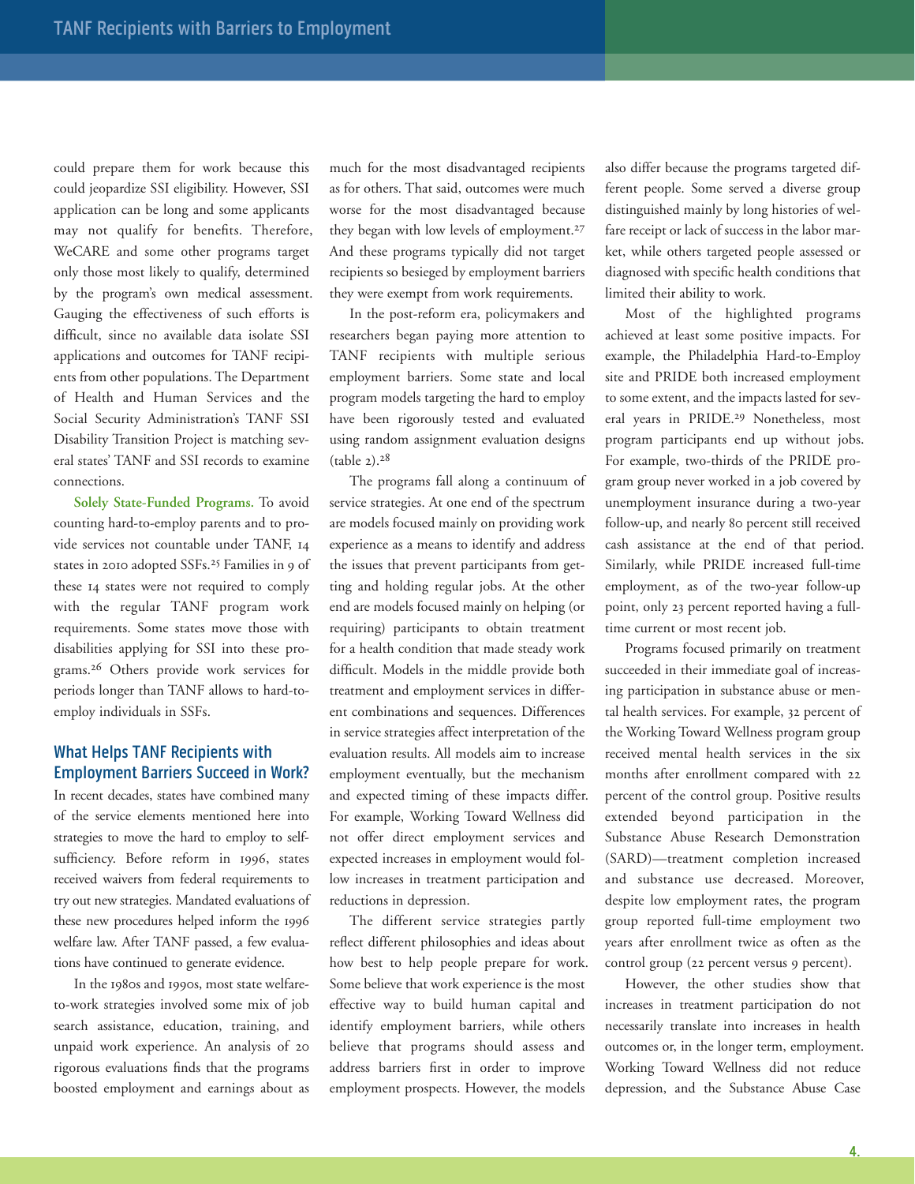could prepare them for work because this could jeopardize SSI eligibility. However, SSI application can be long and some applicants may not qualify for benefits. Therefore, WeCARE and some other programs target only those most likely to qualify, determined by the program's own medical assessment. Gauging the effectiveness of such efforts is difficult, since no available data isolate SSI applications and outcomes for TANF recipients from other populations. The Department of Health and Human Services and the Social Security Administration's TANF SSI Disability Transition Project is matching several states' TANF and SSI records to examine connections.

**Solely State-Funded Programs.** To avoid counting hard-to-employ parents and to provide services not countable under TANF, 14 states in 2010 adopted SSFs.[25] Families in 9 of these 14 states were not required to comply with the regular TANF program work requirements. Some states move those with disabilities applying for SSI into these programs.[26] Others provide work services for periods longer than TANF allows to hard-to-employ individuals in SSFs.

## What Helps TANF Recipients with Employment Barriers Succeed in Work?

In recent decades, states have combined many of the service elements mentioned here into strategies to move the hard to employ to self-sufficiency. Before reform in 1996, states received waivers from federal requirements to try out new strategies. Mandated evaluations of these new procedures helped inform the 1996 welfare law. After TANF passed, a few evaluations have continued to generate evidence.

In the 1980s and 1990s, most state welfare-to-work strategies involved some mix of job search assistance, education, training, and unpaid work experience. An analysis of 20 rigorous evaluations finds that the programs boosted employment and earnings about as much for the most disadvantaged recipients as for others. That said, outcomes were much worse for the most disadvantaged because they began with low levels of employment.[27] And these programs typically did not target recipients so besieged by employment barriers they were exempt from work requirements.

In the post-reform era, policymakers and researchers began paying more attention to TANF recipients with multiple serious employment barriers. Some state and local program models targeting the hard to employ have been rigorously tested and evaluated using random assignment evaluation designs (table 2).[28]

The programs fall along a continuum of service strategies. At one end of the spectrum are models focused mainly on providing work experience as a means to identify and address the issues that prevent participants from getting and holding regular jobs. At the other end are models focused mainly on helping (or requiring) participants to obtain treatment for a health condition that made steady work difficult. Models in the middle provide both treatment and employment services in different combinations and sequences. Differences in service strategies affect interpretation of the evaluation results. All models aim to increase employment eventually, but the mechanism and expected timing of these impacts differ. For example, Working Toward Wellness did not offer direct employment services and expected increases in employment would follow increases in treatment participation and reductions in depression.

The different service strategies partly reflect different philosophies and ideas about how best to help people prepare for work. Some believe that work experience is the most effective way to build human capital and identify employment barriers, while others believe that programs should assess and address barriers first in order to improve employment prospects. However, the models also differ because the programs targeted different people. Some served a diverse group distinguished mainly by long histories of welfare receipt or lack of success in the labor market, while others targeted people assessed or diagnosed with specific health conditions that limited their ability to work.

Most of the highlighted programs achieved at least some positive impacts. For example, the Philadelphia Hard-to-Employ site and PRIDE both increased employment to some extent, and the impacts lasted for several years in PRIDE.[29] Nonetheless, most program participants end up without jobs. For example, two-thirds of the PRIDE program group never worked in a job covered by unemployment insurance during a two-year follow-up, and nearly 80 percent still received cash assistance at the end of that period. Similarly, while PRIDE increased full-time employment, as of the two-year follow-up point, only 23 percent reported having a full-time current or most recent job.

Programs focused primarily on treatment succeeded in their immediate goal of increasing participation in substance abuse or mental health services. For example, 32 percent of the Working Toward Wellness program group received mental health services in the six months after enrollment compared with 22 percent of the control group. Positive results extended beyond participation in the Substance Abuse Research Demonstration (SARD)—treatment completion increased and substance use decreased. Moreover, despite low employment rates, the program group reported full-time employment two years after enrollment twice as often as the control group (22 percent versus 9 percent).

However, the other studies show that increases in treatment participation do not necessarily translate into increases in health outcomes or, in the longer term, employment. Working Toward Wellness did not reduce depression, and the Substance Abuse Case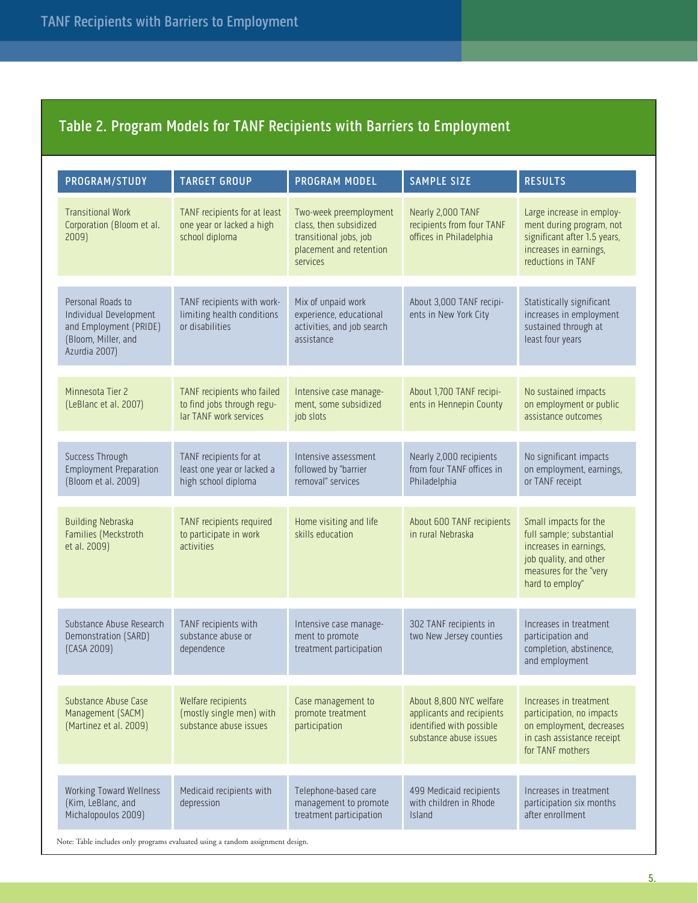## Table 2. Program Models for TANF Recipients with Barriers to Employment

| PROGRAM/STUDY | TARGET GROUP | PROGRAM MODEL | SAMPLE SIZE | RESULTS |
|---|---|---|---|---|
| Transitional Work Corporation (Bloom et al. 2009) | TANF recipients for at least one year or lacked a high school diploma | Two-week preemployment class, then subsidized transitional jobs, job placement and retention services | Nearly 2,000 TANF recipients from four TANF offices in Philadelphia | Large increase in employment during program, not significant after 1.5 years, increases in earnings, reductions in TANF |
| Personal Roads to Individual Development and Employment (PRIDE) (Bloom, Miller, and Azurdia 2007) | TANF recipients with work-limiting health conditions or disabilities | Mix of unpaid work experience, educational activities, and job search assistance | About 3,000 TANF recipients in New York City | Statistically significant increases in employment sustained through at least four years |
| Minnesota Tier 2 (LeBlanc et al. 2007) | TANF recipients who failed to find jobs through regular TANF work services | Intensive case management, some subsidized job slots | About 1,700 TANF recipients in Hennepin County | No sustained impacts on employment or public assistance outcomes |
| Success Through Employment Preparation (Bloom et al. 2009) | TANF recipients for at least one year or lacked a high school diploma | Intensive assessment followed by "barrier removal" services | Nearly 2,000 recipients from four TANF offices in Philadelphia | No significant impacts on employment, earnings, or TANF receipt |
| Building Nebraska Families (Meckstroth et al. 2009) | TANF recipients required to participate in work activities | Home visiting and life skills education | About 600 TANF recipients in rural Nebraska | Small impacts for the full sample; substantial increases in earnings, job quality, and other measures for the "very hard to employ" |
| Substance Abuse Research Demonstration (SARD) (CASA 2009) | TANF recipients with substance abuse or dependence | Intensive case management to promote treatment participation | 302 TANF recipients in two New Jersey counties | Increases in treatment participation and completion, abstinence, and employment |
| Substance Abuse Case Management (SACM) (Martinez et al. 2009) | Welfare recipients (mostly single men) with substance abuse issues | Case management to promote treatment participation | About 8,800 NYC welfare applicants and recipients identified with possible substance abuse issues | Increases in treatment participation, no impacts on employment, decreases in cash assistance receipt for TANF mothers |
| Working Toward Wellness (Kim, LeBlanc, and Michalopoulos 2009) | Medicaid recipients with depression | Telephone-based care management to promote treatment participation | 499 Medicaid recipients with children in Rhode Island | Increases in treatment participation six months after enrollment |

Note: Table includes only programs evaluated using a random assignment design.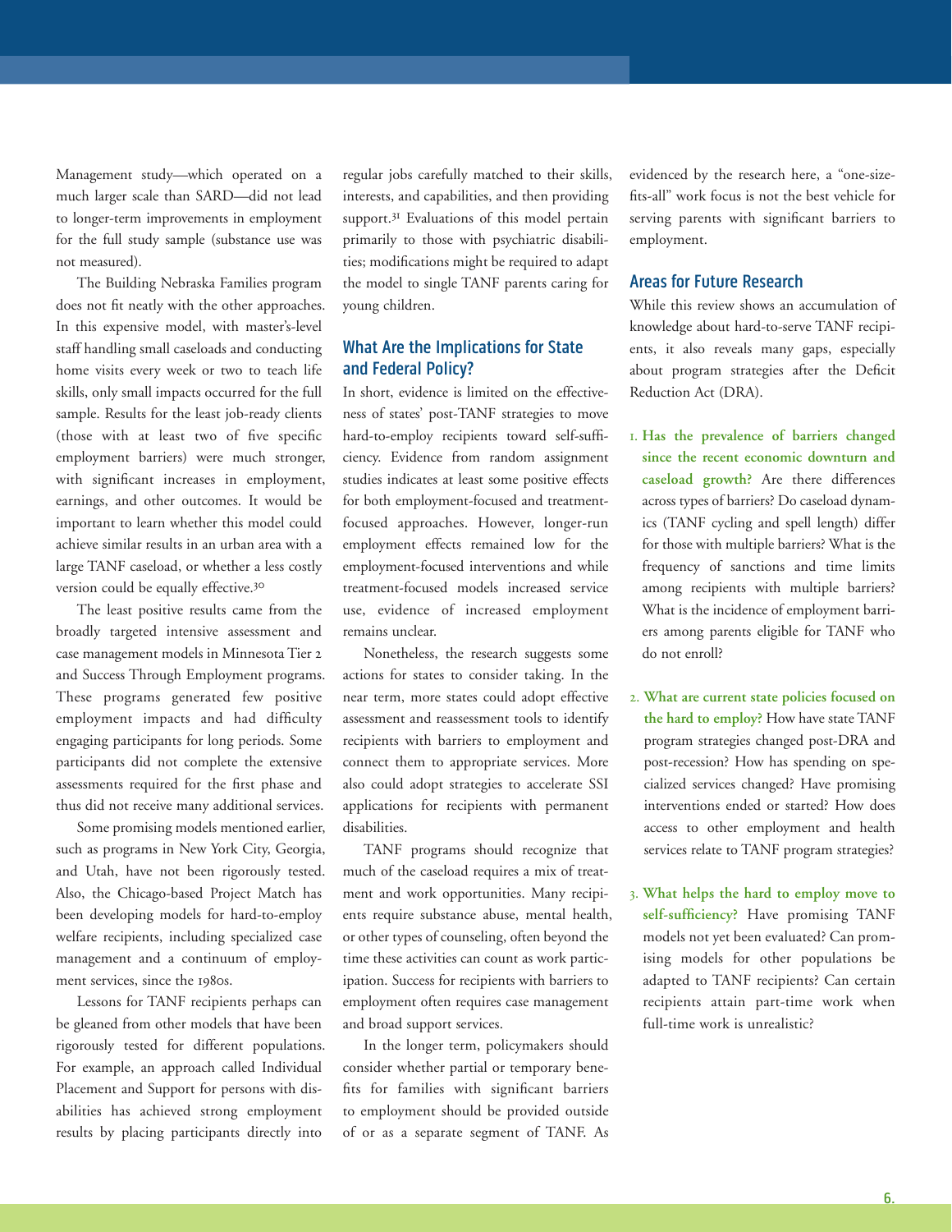Management study—which operated on a much larger scale than SARD—did not lead to longer-term improvements in employment for the full study sample (substance use was not measured).

The Building Nebraska Families program does not fit neatly with the other approaches. In this expensive model, with master's-level staff handling small caseloads and conducting home visits every week or two to teach life skills, only small impacts occurred for the full sample. Results for the least job-ready clients (those with at least two of five specific employment barriers) were much stronger, with significant increases in employment, earnings, and other outcomes. It would be important to learn whether this model could achieve similar results in an urban area with a large TANF caseload, or whether a less costly version could be equally effective.[30]

The least positive results came from the broadly targeted intensive assessment and case management models in Minnesota Tier 2 and Success Through Employment programs. These programs generated few positive employment impacts and had difficulty engaging participants for long periods. Some participants did not complete the extensive assessments required for the first phase and thus did not receive many additional services.

Some promising models mentioned earlier, such as programs in New York City, Georgia, and Utah, have not been rigorously tested. Also, the Chicago-based Project Match has been developing models for hard-to-employ welfare recipients, including specialized case management and a continuum of employment services, since the 1980s.

Lessons for TANF recipients perhaps can be gleaned from other models that have been rigorously tested for different populations. For example, an approach called Individual Placement and Support for persons with disabilities has achieved strong employment results by placing participants directly into regular jobs carefully matched to their skills, interests, and capabilities, and then providing support.[31] Evaluations of this model pertain primarily to those with psychiatric disabilities; modifications might be required to adapt the model to single TANF parents caring for young children.

## What Are the Implications for State and Federal Policy?

In short, evidence is limited on the effectiveness of states' post-TANF strategies to move hard-to-employ recipients toward self-sufficiency. Evidence from random assignment studies indicates at least some positive effects for both employment-focused and treatment-focused approaches. However, longer-run employment effects remained low for the employment-focused interventions and while treatment-focused models increased service use, evidence of increased employment remains unclear.

Nonetheless, the research suggests some actions for states to consider taking. In the near term, more states could adopt effective assessment and reassessment tools to identify recipients with barriers to employment and connect them to appropriate services. More also could adopt strategies to accelerate SSI applications for recipients with permanent disabilities.

TANF programs should recognize that much of the caseload requires a mix of treatment and work opportunities. Many recipients require substance abuse, mental health, or other types of counseling, often beyond the time these activities can count as work participation. Success for recipients with barriers to employment often requires case management and broad support services.

In the longer term, policymakers should consider whether partial or temporary benefits for families with significant barriers to employment should be provided outside of or as a separate segment of TANF. As evidenced by the research here, a "one-size-fits-all" work focus is not the best vehicle for serving parents with significant barriers to employment.

## Areas for Future Research

While this review shows an accumulation of knowledge about hard-to-serve TANF recipients, it also reveals many gaps, especially about program strategies after the Deficit Reduction Act (DRA).

1. **Has the prevalence of barriers changed since the recent economic downturn and caseload growth?** Are there differences across types of barriers? Do caseload dynamics (TANF cycling and spell length) differ for those with multiple barriers? What is the frequency of sanctions and time limits among recipients with multiple barriers? What is the incidence of employment barriers among parents eligible for TANF who do not enroll?

2. **What are current state policies focused on the hard to employ?** How have state TANF program strategies changed post-DRA and post-recession? How has spending on specialized services changed? Have promising interventions ended or started? How does access to other employment and health services relate to TANF program strategies?

3. **What helps the hard to employ move to self-sufficiency?** Have promising TANF models not yet been evaluated? Can promising models for other populations be adapted to TANF recipients? Can certain recipients attain part-time work when full-time work is unrealistic?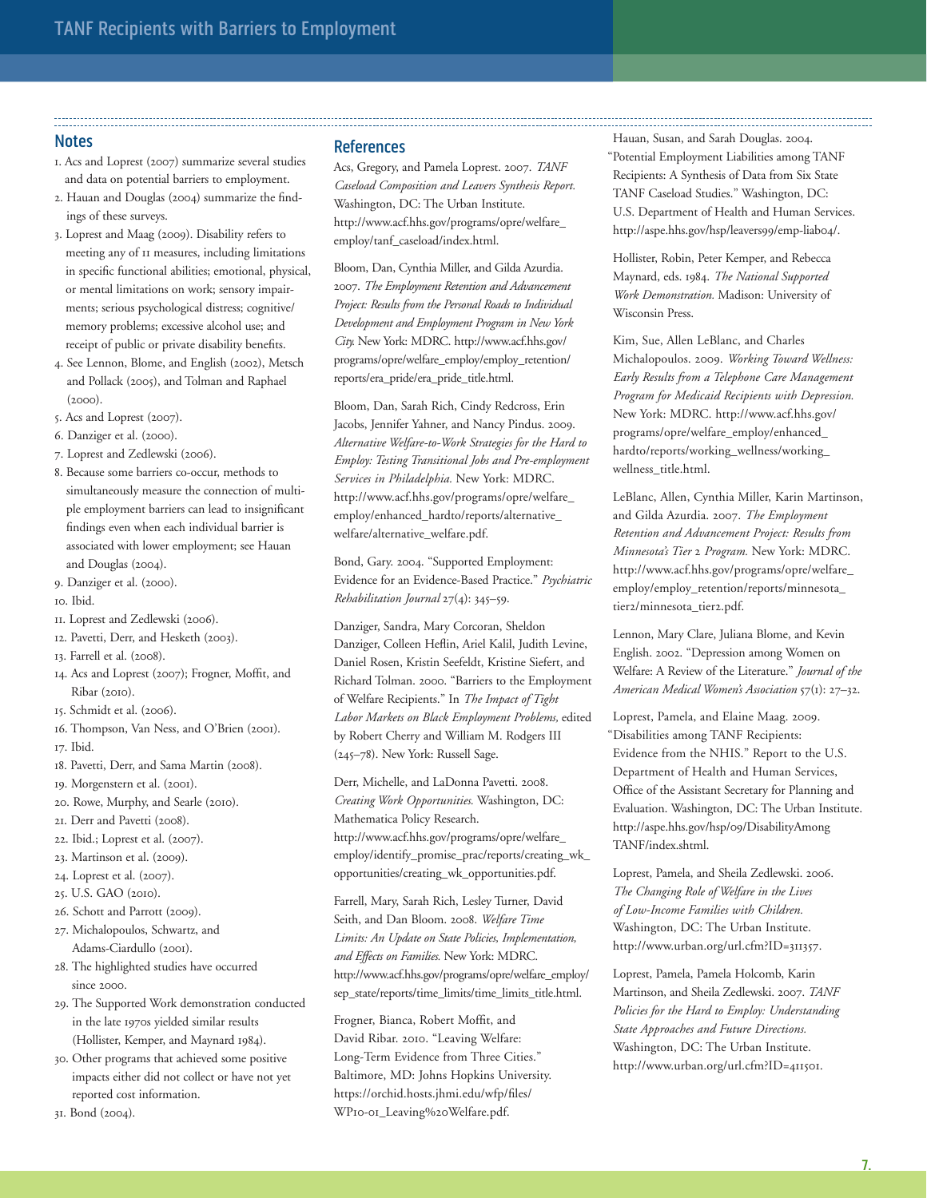## Notes

1. Acs and Loprest (2007) summarize several studies and data on potential barriers to employment.
2. Hauan and Douglas (2004) summarize the findings of these surveys.
3. Loprest and Maag (2009). Disability refers to meeting any of 11 measures, including limitations in specific functional abilities; emotional, physical, or mental limitations on work; sensory impairments; serious psychological distress; cognitive/memory problems; excessive alcohol use; and receipt of public or private disability benefits.
4. See Lennon, Blome, and English (2002), Metsch and Pollack (2005), and Tolman and Raphael (2000).
5. Acs and Loprest (2007).
6. Danziger et al. (2000).
7. Loprest and Zedlewski (2006).
8. Because some barriers co-occur, methods to simultaneously measure the connection of multiple employment barriers can lead to insignificant findings even when each individual barrier is associated with lower employment; see Hauan and Douglas (2004).
9. Danziger et al. (2000).
10. Ibid.
11. Loprest and Zedlewski (2006).
12. Pavetti, Derr, and Hesketh (2003).
13. Farrell et al. (2008).
14. Acs and Loprest (2007); Frogner, Moffit, and Ribar (2010).
15. Schmidt et al. (2006).
16. Thompson, Van Ness, and O'Brien (2001).
17. Ibid.
18. Pavetti, Derr, and Sama Martin (2008).
19. Morgenstern et al. (2001).
20. Rowe, Murphy, and Searle (2010).
21. Derr and Pavetti (2008).
22. Ibid.; Loprest et al. (2007).
23. Martinson et al. (2009).
24. Loprest et al. (2007).
25. U.S. GAO (2010).
26. Schott and Parrott (2009).
27. Michalopoulos, Schwartz, and Adams-Ciardullo (2001).
28. The highlighted studies have occurred since 2000.
29. The Supported Work demonstration conducted in the late 1970s yielded similar results (Hollister, Kemper, and Maynard 1984).
30. Other programs that achieved some positive impacts either did not collect or have not yet reported cost information.
31. Bond (2004).

## References

Acs, Gregory, and Pamela Loprest. 2007. *TANF Caseload Composition and Leavers Synthesis Report.* Washington, DC: The Urban Institute. http://www.acf.hhs.gov/programs/opre/welfare_employ/tanf_caseload/index.html.

Bloom, Dan, Cynthia Miller, and Gilda Azurdia. 2007. *The Employment Retention and Advancement Project: Results from the Personal Roads to Individual Development and Employment Program in New York City.* New York: MDRC. http://www.acf.hhs.gov/programs/opre/welfare_employ/employ_retention/reports/era_pride/era_pride_title.html.

Bloom, Dan, Sarah Rich, Cindy Redcross, Erin Jacobs, Jennifer Yahner, and Nancy Pindus. 2009. *Alternative Welfare-to-Work Strategies for the Hard to Employ: Testing Transitional Jobs and Pre-employment Services in Philadelphia.* New York: MDRC. http://www.acf.hhs.gov/programs/opre/welfare_employ/enhanced_hardto/reports/alternative_welfare/alternative_welfare.pdf.

Bond, Gary. 2004. "Supported Employment: Evidence for an Evidence-Based Practice." *Psychiatric Rehabilitation Journal* 27(4): 345–59.

Danziger, Sandra, Mary Corcoran, Sheldon Danziger, Colleen Heflin, Ariel Kalil, Judith Levine, Daniel Rosen, Kristin Seefeldt, Kristine Siefert, and Richard Tolman. 2000. "Barriers to the Employment of Welfare Recipients." In *The Impact of Tight Labor Markets on Black Employment Problems,* edited by Robert Cherry and William M. Rodgers III (245–78). New York: Russell Sage.

Derr, Michelle, and LaDonna Pavetti. 2008. *Creating Work Opportunities.* Washington, DC: Mathematica Policy Research. http://www.acf.hhs.gov/programs/opre/welfare_employ/identify_promise_prac/reports/creating_wk_opportunities/creating_wk_opportunities.pdf.

Farrell, Mary, Sarah Rich, Lesley Turner, David Seith, and Dan Bloom. 2008. *Welfare Time Limits: An Update on State Policies, Implementation, and Effects on Families.* New York: MDRC. http://www.acf.hhs.gov/programs/opre/welfare_employ/sep_state/reports/time_limits/time_limits_title.html.

Frogner, Bianca, Robert Moffit, and David Ribar. 2010. "Leaving Welfare: Long-Term Evidence from Three Cities." Baltimore, MD: Johns Hopkins University. https://orchid.hosts.jhmi.edu/wfp/files/WP10-01_Leaving%20Welfare.pdf.

Hauan, Susan, and Sarah Douglas. 2004. "Potential Employment Liabilities among TANF Recipients: A Synthesis of Data from Six State TANF Caseload Studies." Washington, DC: U.S. Department of Health and Human Services. http://aspe.hhs.gov/hsp/leavers99/emp-liab04/.

Hollister, Robin, Peter Kemper, and Rebecca Maynard, eds. 1984. *The National Supported Work Demonstration.* Madison: University of Wisconsin Press.

Kim, Sue, Allen LeBlanc, and Charles Michalopoulos. 2009. *Working Toward Wellness: Early Results from a Telephone Care Management Program for Medicaid Recipients with Depression.* New York: MDRC. http://www.acf.hhs.gov/programs/opre/welfare_employ/enhanced_hardto/reports/working_wellness/working_wellness_title.html.

LeBlanc, Allen, Cynthia Miller, Karin Martinson, and Gilda Azurdia. 2007. *The Employment Retention and Advancement Project: Results from Minnesota's Tier 2 Program.* New York: MDRC. http://www.acf.hhs.gov/programs/opre/welfare_employ/employ_retention/reports/minnesota_tier2/minnesota_tier2.pdf.

Lennon, Mary Clare, Juliana Blome, and Kevin English. 2002. "Depression among Women on Welfare: A Review of the Literature." *Journal of the American Medical Women's Association* 57(1): 27–32.

Loprest, Pamela, and Elaine Maag. 2009. "Disabilities among TANF Recipients: Evidence from the NHIS." Report to the U.S. Department of Health and Human Services, Office of the Assistant Secretary for Planning and Evaluation. Washington, DC: The Urban Institute. http://aspe.hhs.gov/hsp/09/DisabilityAmongTANF/index.shtml.

Loprest, Pamela, and Sheila Zedlewski. 2006. *The Changing Role of Welfare in the Lives of Low-Income Families with Children.* Washington, DC: The Urban Institute. http://www.urban.org/url.cfm?ID=311357.

Loprest, Pamela, Pamela Holcomb, Karin Martinson, and Sheila Zedlewski. 2007. *TANF Policies for the Hard to Employ: Understanding State Approaches and Future Directions.* Washington, DC: The Urban Institute. http://www.urban.org/url.cfm?ID=411501.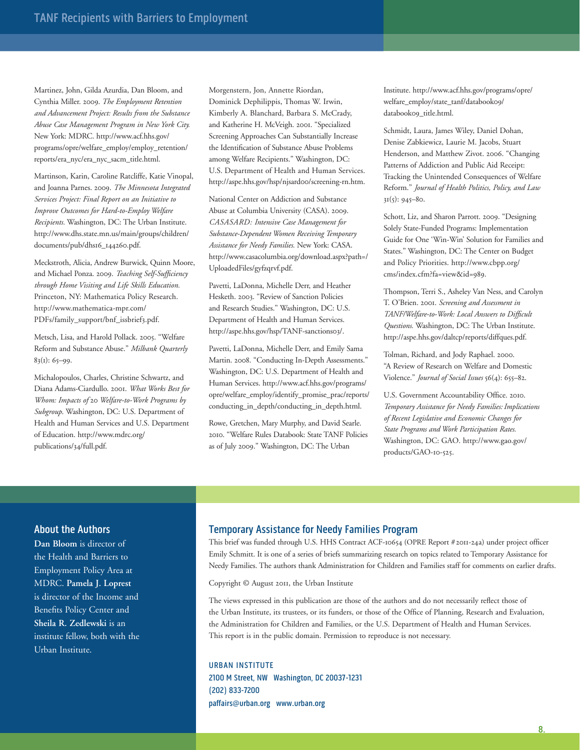Martinez, John, Gilda Azurdia, Dan Bloom, and Cynthia Miller. 2009. *The Employment Retention and Advancement Project: Results from the Substance Abuse Case Management Program in New York City.* New York: MDRC. http://www.acf.hhs.gov/programs/opre/welfare_employ/employ_retention/reports/era_nyc/era_nyc_sacm_title.html.

Martinson, Karin, Caroline Ratcliffe, Katie Vinopal, and Joanna Parnes. 2009. *The Minnesota Integrated Services Project: Final Report on an Initiative to Improve Outcomes for Hard-to-Employ Welfare Recipients.* Washington, DC: The Urban Institute. http://www.dhs.state.mn.us/main/groups/children/documents/pub/dhs16_144260.pdf.

Meckstroth, Alicia, Andrew Burwick, Quinn Moore, and Michael Ponza. 2009. *Teaching Self-Sufficiency through Home Visiting and Life Skills Education.* Princeton, NY: Mathematica Policy Research. http://www.mathematica-mpr.com/PDFs/family_support/bnf_issbrief3.pdf.

Metsch, Lisa, and Harold Pollack. 2005. "Welfare Reform and Substance Abuse." *Milbank Quarterly* 83(1): 65–99.

Michalopoulos, Charles, Christine Schwartz, and Diana Adams-Ciardullo. 2001. *What Works Best for Whom: Impacts of 20 Welfare-to-Work Programs by Subgroup.* Washington, DC: U.S. Department of Health and Human Services and U.S. Department of Education. http://www.mdrc.org/publications/34/full.pdf.

Morgenstern, Jon, Annette Riordan, Dominick Dephilippis, Thomas W. Irwin, Kimberly A. Blanchard, Barbara S. McCrady, and Katherine H. McVeigh. 2001. "Specialized Screening Approaches Can Substantially Increase the Identification of Substance Abuse Problems among Welfare Recipients." Washington, DC: U.S. Department of Health and Human Services. http://aspe.hhs.gov/hsp/njsard00/screening-rn.htm.

National Center on Addiction and Substance Abuse at Columbia University (CASA). 2009. *CASASARD: Intensive Case Management for Substance-Dependent Women Receiving Temporary Assistance for Needy Families.* New York: CASA. http://www.casacolumbia.org/download.aspx?path=/UploadedFiles/gyfzqrvf.pdf.

Pavetti, LaDonna, Michelle Derr, and Heather Hesketh. 2003. "Review of Sanction Policies and Research Studies." Washington, DC: U.S. Department of Health and Human Services. http://aspe.hhs.gov/hsp/TANF-sanctions03/.

Pavetti, LaDonna, Michelle Derr, and Emily Sama Martin. 2008. "Conducting In-Depth Assessments." Washington, DC: U.S. Department of Health and Human Services. http://www.acf.hhs.gov/programs/opre/welfare_employ/identify_promise_prac/reports/conducting_in_depth/conducting_in_depth.html.

Rowe, Gretchen, Mary Murphy, and David Searle. 2010. "Welfare Rules Databook: State TANF Policies as of July 2009." Washington, DC: The Urban Institute. http://www.acf.hhs.gov/programs/opre/welfare_employ/state_tanf/databook09/databook09_title.html.

Schmidt, Laura, James Wiley, Daniel Dohan, Denise Zabkiewicz, Laurie M. Jacobs, Stuart Henderson, and Matthew Zivot. 2006. "Changing Patterns of Addiction and Public Aid Receipt: Tracking the Unintended Consequences of Welfare Reform." *Journal of Health Politics, Policy, and Law* 31(5): 945–80.

Schott, Liz, and Sharon Parrott. 2009. "Designing Solely State-Funded Programs: Implementation Guide for One 'Win-Win' Solution for Families and States." Washington, DC: The Center on Budget and Policy Priorities. http://www.cbpp.org/cms/index.cfm?fa=view&id=989.

Thompson, Terri S., Asheley Van Ness, and Carolyn T. O'Brien. 2001. *Screening and Assessment in TANF/Welfare-to-Work: Local Answers to Difficult Questions.* Washington, DC: The Urban Institute. http://aspe.hhs.gov/daltcp/reports/diffques.pdf.

Tolman, Richard, and Jody Raphael. 2000. "A Review of Research on Welfare and Domestic Violence." *Journal of Social Issues* 56(4): 655–82.

U.S. Government Accountability Office. 2010. *Temporary Assistance for Needy Families: Implications of Recent Legislative and Economic Changes for State Programs and Work Participation Rates.* Washington, DC: GAO. http://www.gao.gov/products/GAO-10-525.

## About the Authors

**Dan Bloom** is director of the Health and Barriers to Employment Policy Area at MDRC. **Pamela J. Loprest** is director of the Income and Benefits Policy Center and **Sheila R. Zedlewski** is an institute fellow, both with the Urban Institute.

## Temporary Assistance for Needy Families Program

This brief was funded through U.S. HHS Contract ACF-10654 (OPRE Report #2011-24a) under project officer Emily Schmitt. It is one of a series of briefs summarizing research on topics related to Temporary Assistance for Needy Families. The authors thank Administration for Children and Families staff for comments on earlier drafts.

Copyright © August 2011, the Urban Institute

The views expressed in this publication are those of the authors and do not necessarily reflect those of the Urban Institute, its trustees, or its funders, or those of the Office of Planning, Research and Evaluation, the Administration for Children and Families, or the U.S. Department of Health and Human Services. This report is in the public domain. Permission to reproduce is not necessary.

URBAN INSTITUTE
2100 M Street, NW Washington, DC 20037-1231
(202) 833-7200
paffairs@urban.org www.urban.org